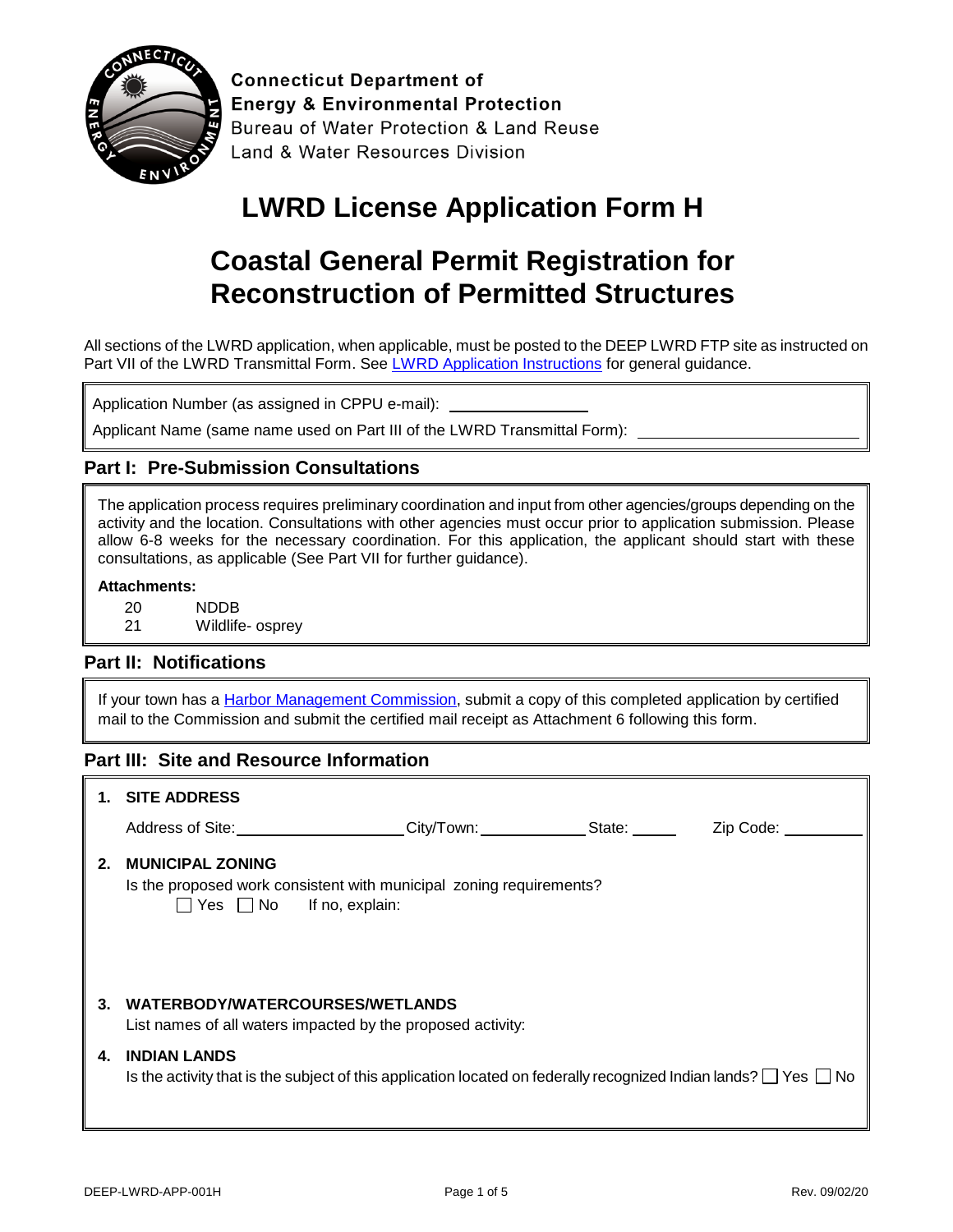**Connecticut Department of**
**Energy & Environmental Protection**
Bureau of Water Protection & Land Reuse
Land & Water Resources Division

# LWRD License Application Form H

# Coastal General Permit Registration for Reconstruction of Permitted Structures

All sections of the LWRD application, when applicable, must be posted to the DEEP LWRD FTP site as instructed on Part VII of the LWRD Transmittal Form. See [LWRD Application Instructions]() for general guidance.

Application Number (as assigned in CPPU e-mail): ________________

Applicant Name (same name used on Part III of the LWRD Transmittal Form): ____________________________

## Part I: Pre-Submission Consultations

The application process requires preliminary coordination and input from other agencies/groups depending on the activity and the location. Consultations with other agencies must occur prior to application submission. Please allow 6-8 weeks for the necessary coordination. For this application, the applicant should start with these consultations, as applicable (See Part VII for further guidance).

**Attachments:**

20 NDDB
21 Wildlife- osprey

## Part II: Notifications

If your town has a [Harbor Management Commission](), submit a copy of this completed application by certified mail to the Commission and submit the certified mail receipt as Attachment 6 following this form.

## Part III: Site and Resource Information

**1. SITE ADDRESS**

Address of Site: ____________________ City/Town: _____________ State: _____ Zip Code: __________

**2. MUNICIPAL ZONING**

Is the proposed work consistent with municipal zoning requirements?

☐ Yes ☐ No If no, explain:

**3. WATERBODY/WATERCOURSES/WETLANDS**

List names of all waters impacted by the proposed activity:

**4. INDIAN LANDS**

Is the activity that is the subject of this application located on federally recognized Indian lands? ☐ Yes ☐ No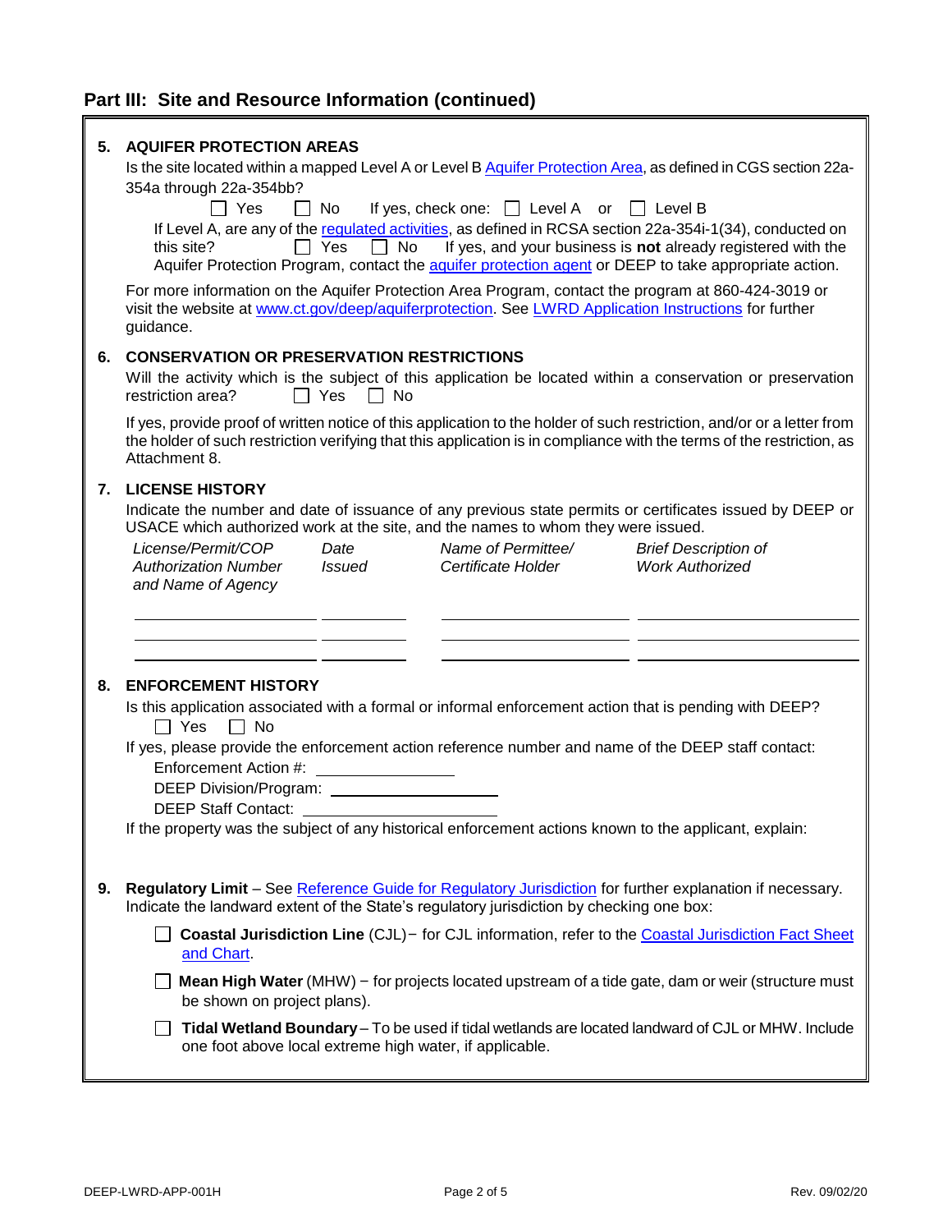## Part III: Site and Resource Information (continued)

**5. AQUIFER PROTECTION AREAS**

Is the site located within a mapped Level A or Level B Aquifer Protection Area, as defined in CGS section 22a-354a through 22a-354bb?

☐ Yes ☐ No If yes, check one: ☐ Level A or ☐ Level B

If Level A, are any of the regulated activities, as defined in RCSA section 22a-354i-1(34), conducted on this site? ☐ Yes ☐ No If yes, and your business is **not** already registered with the Aquifer Protection Program, contact the aquifer protection agent or DEEP to take appropriate action.

For more information on the Aquifer Protection Area Program, contact the program at 860-424-3019 or visit the website at www.ct.gov/deep/aquiferprotection. See LWRD Application Instructions for further guidance.

**6. CONSERVATION OR PRESERVATION RESTRICTIONS**

Will the activity which is the subject of this application be located within a conservation or preservation restriction area? ☐ Yes ☐ No

If yes, provide proof of written notice of this application to the holder of such restriction, and/or or a letter from the holder of such restriction verifying that this application is in compliance with the terms of the restriction, as Attachment 8.

**7. LICENSE HISTORY**

Indicate the number and date of issuance of any previous state permits or certificates issued by DEEP or USACE which authorized work at the site, and the names to whom they were issued.

| *License/Permit/COP Authorization Number and Name of Agency* | *Date Issued* | *Name of Permittee/ Certificate Holder* | *Brief Description of Work Authorized* |
|---|---|---|---|
| | | | |
| | | | |
| | | | |

**8. ENFORCEMENT HISTORY**

Is this application associated with a formal or informal enforcement action that is pending with DEEP?

☐ Yes ☐ No

If yes, please provide the enforcement action reference number and name of the DEEP staff contact:

Enforcement Action #: ______________

DEEP Division/Program: ______________

DEEP Staff Contact: ______________

If the property was the subject of any historical enforcement actions known to the applicant, explain:

**9. Regulatory Limit** – See Reference Guide for Regulatory Jurisdiction for further explanation if necessary. Indicate the landward extent of the State's regulatory jurisdiction by checking one box:

☐ **Coastal Jurisdiction Line** (CJL) − for CJL information, refer to the Coastal Jurisdiction Fact Sheet and Chart.

☐ **Mean High Water** (MHW) − for projects located upstream of a tide gate, dam or weir (structure must be shown on project plans).

☐ **Tidal Wetland Boundary** – To be used if tidal wetlands are located landward of CJL or MHW. Include one foot above local extreme high water, if applicable.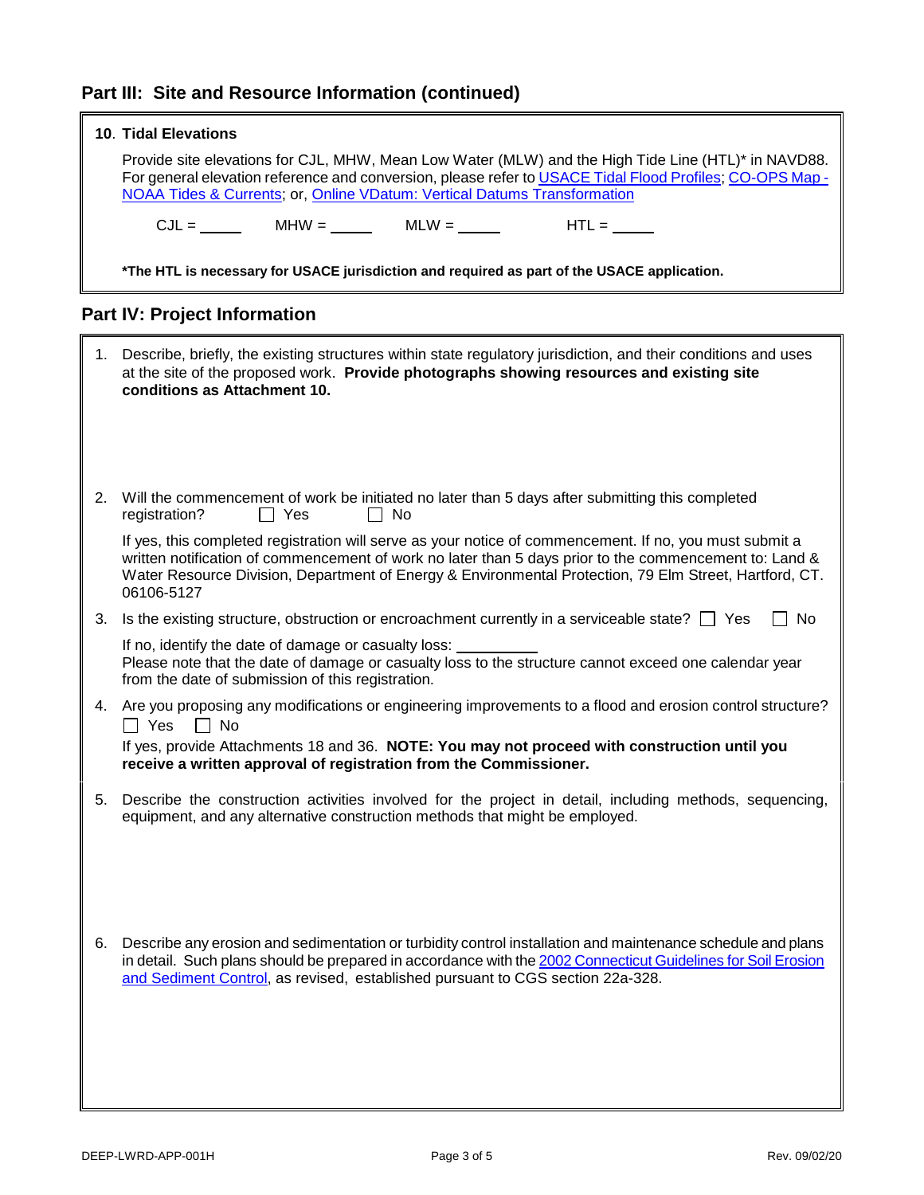## Part III: Site and Resource Information (continued)

**10. Tidal Elevations**

Provide site elevations for CJL, MHW, Mean Low Water (MLW) and the High Tide Line (HTL)* in NAVD88. For general elevation reference and conversion, please refer to USACE Tidal Flood Profiles; CO-OPS Map - NOAA Tides & Currents; or, Online VDatum: Vertical Datums Transformation

CJL = _____ MHW = _____ MLW = _____ HTL = _____

***The HTL is necessary for USACE jurisdiction and required as part of the USACE application.**

## Part IV: Project Information

1. Describe, briefly, the existing structures within state regulatory jurisdiction, and their conditions and uses at the site of the proposed work. **Provide photographs showing resources and existing site conditions as Attachment 10.**

2. Will the commencement of work be initiated no later than 5 days after submitting this completed registration? ☐ Yes ☐ No

   If yes, this completed registration will serve as your notice of commencement. If no, you must submit a written notification of commencement of work no later than 5 days prior to the commencement to: Land & Water Resource Division, Department of Energy & Environmental Protection, 79 Elm Street, Hartford, CT. 06106-5127

3. Is the existing structure, obstruction or encroachment currently in a serviceable state? ☐ Yes ☐ No

   If no, identify the date of damage or casualty loss: __________
   Please note that the date of damage or casualty loss to the structure cannot exceed one calendar year from the date of submission of this registration.

4. Are you proposing any modifications or engineering improvements to a flood and erosion control structure? ☐ Yes ☐ No

   If yes, provide Attachments 18 and 36. **NOTE: You may not proceed with construction until you receive a written approval of registration from the Commissioner.**

5. Describe the construction activities involved for the project in detail, including methods, sequencing, equipment, and any alternative construction methods that might be employed.

6. Describe any erosion and sedimentation or turbidity control installation and maintenance schedule and plans in detail. Such plans should be prepared in accordance with the 2002 Connecticut Guidelines for Soil Erosion and Sediment Control, as revised, established pursuant to CGS section 22a-328.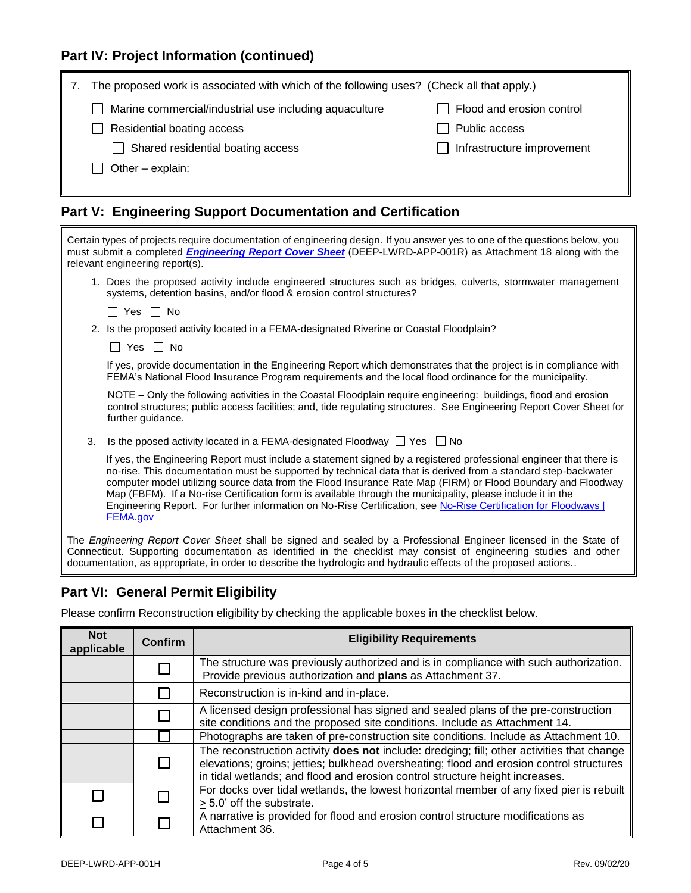## Part IV: Project Information (continued)

7. The proposed work is associated with which of the following uses? (Check all that apply.)

- ☐ Marine commercial/industrial use including aquaculture
- ☐ Residential boating access
  - ☐ Shared residential boating access
- ☐ Other – explain:
- ☐ Flood and erosion control
- ☐ Public access
- ☐ Infrastructure improvement

## Part V: Engineering Support Documentation and Certification

Certain types of projects require documentation of engineering design. If you answer yes to one of the questions below, you must submit a completed ***Engineering Report Cover Sheet*** (DEEP-LWRD-APP-001R) as Attachment 18 along with the relevant engineering report(s).

1. Does the proposed activity include engineered structures such as bridges, culverts, stormwater management systems, detention basins, and/or flood & erosion control structures?

   ☐ Yes ☐ No

2. Is the proposed activity located in a FEMA-designated Riverine or Coastal Floodplain?

   ☐ Yes ☐ No

   If yes, provide documentation in the Engineering Report which demonstrates that the project is in compliance with FEMA's National Flood Insurance Program requirements and the local flood ordinance for the municipality.

   NOTE – Only the following activities in the Coastal Floodplain require engineering: buildings, flood and erosion control structures; public access facilities; and, tide regulating structures. See Engineering Report Cover Sheet for further guidance.

3. Is the pposed activity located in a FEMA-designated Floodway ☐ Yes ☐ No

   If yes, the Engineering Report must include a statement signed by a registered professional engineer that there is no-rise. This documentation must be supported by technical data that is derived from a standard step-backwater computer model utilizing source data from the Flood Insurance Rate Map (FIRM) or Flood Boundary and Floodway Map (FBFM). If a No-rise Certification form is available through the municipality, please include it in the Engineering Report. For further information on No-Rise Certification, see No-Rise Certification for Floodways | FEMA.gov

The *Engineering Report Cover Sheet* shall be signed and sealed by a Professional Engineer licensed in the State of Connecticut. Supporting documentation as identified in the checklist may consist of engineering studies and other documentation, as appropriate, in order to describe the hydrologic and hydraulic effects of the proposed actions..

## Part VI: General Permit Eligibility

Please confirm Reconstruction eligibility by checking the applicable boxes in the checklist below.

| Not applicable | Confirm | Eligibility Requirements |
|---|---|---|
| | ☐ | The structure was previously authorized and is in compliance with such authorization. Provide previous authorization and **plans** as Attachment 37. |
| | ☐ | Reconstruction is in-kind and in-place. |
| | ☐ | A licensed design professional has signed and sealed plans of the pre-construction site conditions and the proposed site conditions. Include as Attachment 14. |
| | ☐ | Photographs are taken of pre-construction site conditions. Include as Attachment 10. |
| | ☐ | The reconstruction activity **does not** include: dredging; fill; other activities that change elevations; groins; jetties; bulkhead oversheating; flood and erosion control structures in tidal wetlands; and flood and erosion control structure height increases. |
| ☐ | ☐ | For docks over tidal wetlands, the lowest horizontal member of any fixed pier is rebuilt $\geq$ 5.0' off the substrate. |
| ☐ | ☐ | A narrative is provided for flood and erosion control structure modifications as Attachment 36. |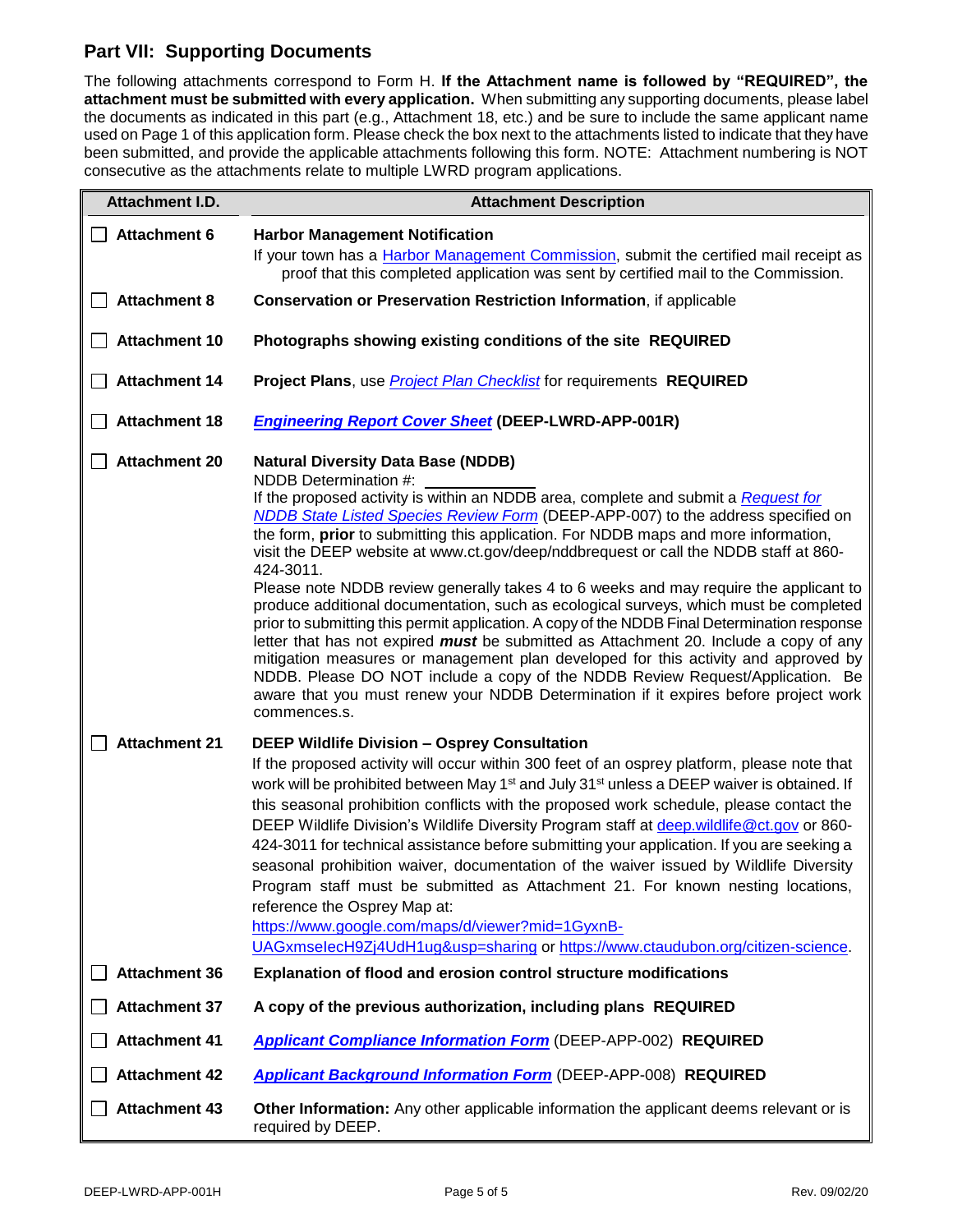## Part VII: Supporting Documents

The following attachments correspond to Form H. **If the Attachment name is followed by "REQUIRED", the attachment must be submitted with every application.** When submitting any supporting documents, please label the documents as indicated in this part (e.g., Attachment 18, etc.) and be sure to include the same applicant name used on Page 1 of this application form. Please check the box next to the attachments listed to indicate that they have been submitted, and provide the applicable attachments following this form. NOTE: Attachment numbering is NOT consecutive as the attachments relate to multiple LWRD program applications.

| Attachment I.D. | Attachment Description |
|---|---|
| ☐ **Attachment 6** | **Harbor Management Notification**<br>If your town has a Harbor Management Commission, submit the certified mail receipt as proof that this completed application was sent by certified mail to the Commission. |
| ☐ **Attachment 8** | **Conservation or Preservation Restriction Information**, if applicable |
| ☐ **Attachment 10** | **Photographs showing existing conditions of the site REQUIRED** |
| ☐ **Attachment 14** | **Project Plans**, use *Project Plan Checklist* for requirements **REQUIRED** |
| ☐ **Attachment 18** | ***Engineering Report Cover Sheet*** **(DEEP-LWRD-APP-001R)** |
| ☐ **Attachment 20** | **Natural Diversity Data Base (NDDB)**<br>NDDB Determination #: ____________<br>If the proposed activity is within an NDDB area, complete and submit a *Request for NDDB State Listed Species Review Form* (DEEP-APP-007) to the address specified on the form, **prior** to submitting this application. For NDDB maps and more information, visit the DEEP website at www.ct.gov/deep/nddbrequest or call the NDDB staff at 860-424-3011.<br>Please note NDDB review generally takes 4 to 6 weeks and may require the applicant to produce additional documentation, such as ecological surveys, which must be completed prior to submitting this permit application. A copy of the NDDB Final Determination response letter that has not expired ***must*** be submitted as Attachment 20. Include a copy of any mitigation measures or management plan developed for this activity and approved by NDDB. Please DO NOT include a copy of the NDDB Review Request/Application. Be aware that you must renew your NDDB Determination if it expires before project work commences.s. |
| ☐ **Attachment 21** | **DEEP Wildlife Division – Osprey Consultation**<br>If the proposed activity will occur within 300 feet of an osprey platform, please note that work will be prohibited between May 1st and July 31st unless a DEEP waiver is obtained. If this seasonal prohibition conflicts with the proposed work schedule, please contact the DEEP Wildlife Division's Wildlife Diversity Program staff at deep.wildlife@ct.gov or 860-424-3011 for technical assistance before submitting your application. If you are seeking a seasonal prohibition waiver, documentation of the waiver issued by Wildlife Diversity Program staff must be submitted as Attachment 21. For known nesting locations, reference the Osprey Map at:<br>https://www.google.com/maps/d/viewer?mid=1GyxnB-UAGxmseIecH9Zj4UdH1ug&usp=sharing or https://www.ctaudubon.org/citizen-science. |
| ☐ **Attachment 36** | **Explanation of flood and erosion control structure modifications** |
| ☐ **Attachment 37** | **A copy of the previous authorization, including plans REQUIRED** |
| ☐ **Attachment 41** | ***Applicant Compliance Information Form*** (DEEP-APP-002) **REQUIRED** |
| ☐ **Attachment 42** | ***Applicant Background Information Form*** (DEEP-APP-008) **REQUIRED** |
| ☐ **Attachment 43** | **Other Information:** Any other applicable information the applicant deems relevant or is required by DEEP. |

DEEP-LWRD-APP-001H Rev. 09/02/20